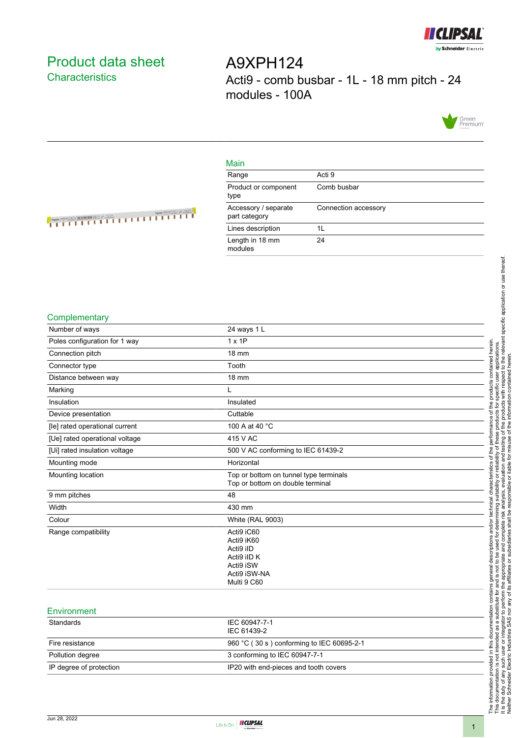# Product data sheet
## Characteristics

# A9XPH124

Acti9 - comb busbar - 1L - 18 mm pitch - 24 modules - 100A

## Main

| | |
|---|---|
| Range | Acti 9 |
| Product or component type | Comb busbar |
| Accessory / separate part category | Connection accessory |
| Lines description | 1L |
| Length in 18 mm modules | 24 |

## Complementary

| | |
|---|---|
| Number of ways | 24 ways 1 L |
| Poles configuration for 1 way | 1 x 1P |
| Connection pitch | 18 mm |
| Connector type | Tooth |
| Distance between way | 18 mm |
| Marking | L |
| Insulation | Insulated |
| Device presentation | Cuttable |
| [Ie] rated operational current | 100 A at 40 °C |
| [Ue] rated operational voltage | 415 V AC |
| [Ui] rated insulation voltage | 500 V AC conforming to IEC 61439-2 |
| Mounting mode | Horizontal |
| Mounting location | Top or bottom on tunnel type terminals<br>Top or bottom on double terminal |
| 9 mm pitches | 48 |
| Width | 430 mm |
| Colour | White (RAL 9003) |
| Range compatibility | Acti9 iC60<br>Acti9 iK60<br>Acti9 iID<br>Acti9 iID K<br>Acti9 iSW<br>Acti9 iSW-NA<br>Multi 9 C60 |

## Environment

| | |
|---|---|
| Standards | IEC 60947-7-1<br>IEC 61439-2 |
| Fire resistance | 960 °C ( 30 s ) conforming to IEC 60695-2-1 |
| Pollution degree | 3 conforming to IEC 60947-7-1 |
| IP degree of protection | IP20 with end-pieces and tooth covers |

Jun 28, 2022

The information provided in this documentation contains general descriptions and/or technical characteristics of the performance of the products contained herein. This documentation is not intended as a substitute for and is not to be used for determining suitability or reliability of these products for specific user applications. It is the duty of any such user or integrator to perform the appropriate and complete risk analysis, evaluation and testing of the products with respect to the relevant specific application or use thereof. Neither Schneider Electric Industries SAS nor any of its affiliates or subsidiaries shall be responsible or liable for misuse of the information contained herein.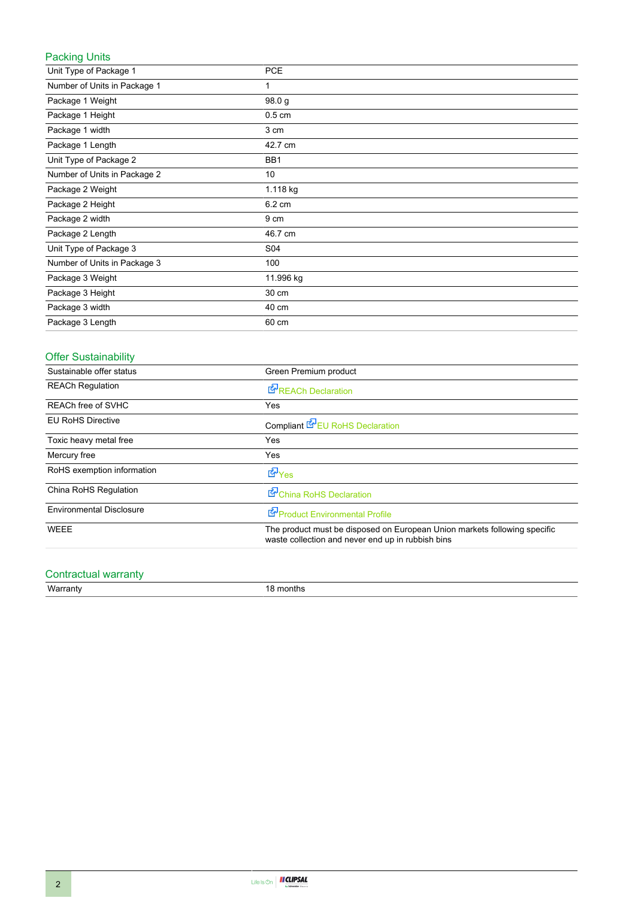## Packing Units

| | |
|---|---|
| Unit Type of Package 1 | PCE |
| Number of Units in Package 1 | 1 |
| Package 1 Weight | 98.0 g |
| Package 1 Height | 0.5 cm |
| Package 1 width | 3 cm |
| Package 1 Length | 42.7 cm |
| Unit Type of Package 2 | BB1 |
| Number of Units in Package 2 | 10 |
| Package 2 Weight | 1.118 kg |
| Package 2 Height | 6.2 cm |
| Package 2 width | 9 cm |
| Package 2 Length | 46.7 cm |
| Unit Type of Package 3 | S04 |
| Number of Units in Package 3 | 100 |
| Package 3 Weight | 11.996 kg |
| Package 3 Height | 30 cm |
| Package 3 width | 40 cm |
| Package 3 Length | 60 cm |

## Offer Sustainability

| | |
|---|---|
| Sustainable offer status | Green Premium product |
| REACh Regulation | REACh Declaration |
| REACh free of SVHC | Yes |
| EU RoHS Directive | Compliant EU RoHS Declaration |
| Toxic heavy metal free | Yes |
| Mercury free | Yes |
| RoHS exemption information | Yes |
| China RoHS Regulation | China RoHS Declaration |
| Environmental Disclosure | Product Environmental Profile |
| WEEE | The product must be disposed on European Union markets following specific waste collection and never end up in rubbish bins |

## Contractual warranty

| | |
|---|---|
| Warranty | 18 months |